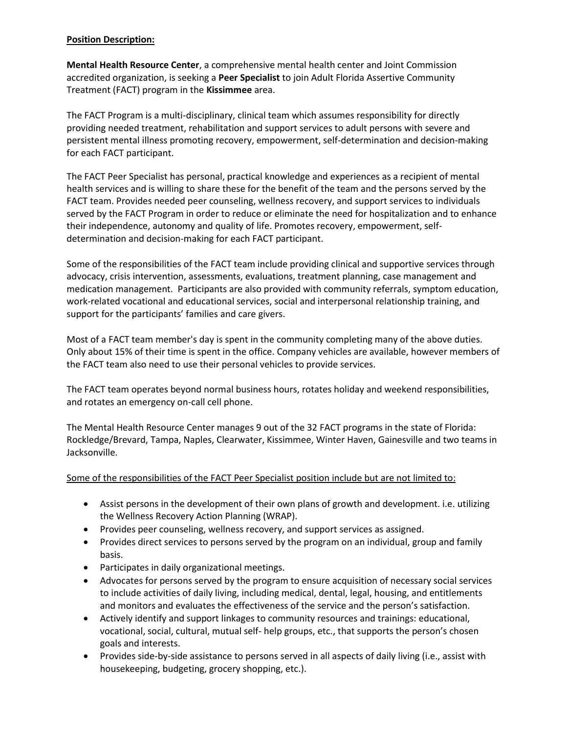**Position Description:**

**Mental Health Resource Center**, a comprehensive mental health center and Joint Commission accredited organization, is seeking a **Peer Specialist** to join Adult Florida Assertive Community Treatment (FACT) program in the **Kissimmee** area.

The FACT Program is a multi-disciplinary, clinical team which assumes responsibility for directly providing needed treatment, rehabilitation and support services to adult persons with severe and persistent mental illness promoting recovery, empowerment, self-determination and decision-making for each FACT participant.

The FACT Peer Specialist has personal, practical knowledge and experiences as a recipient of mental health services and is willing to share these for the benefit of the team and the persons served by the FACT team. Provides needed peer counseling, wellness recovery, and support services to individuals served by the FACT Program in order to reduce or eliminate the need for hospitalization and to enhance their independence, autonomy and quality of life. Promotes recovery, empowerment, self-determination and decision-making for each FACT participant.

Some of the responsibilities of the FACT team include providing clinical and supportive services through advocacy, crisis intervention, assessments, evaluations, treatment planning, case management and medication management. Participants are also provided with community referrals, symptom education, work-related vocational and educational services, social and interpersonal relationship training, and support for the participants' families and care givers.

Most of a FACT team member's day is spent in the community completing many of the above duties. Only about 15% of their time is spent in the office. Company vehicles are available, however members of the FACT team also need to use their personal vehicles to provide services.

The FACT team operates beyond normal business hours, rotates holiday and weekend responsibilities, and rotates an emergency on-call cell phone.

The Mental Health Resource Center manages 9 out of the 32 FACT programs in the state of Florida: Rockledge/Brevard, Tampa, Naples, Clearwater, Kissimmee, Winter Haven, Gainesville and two teams in Jacksonville.

Some of the responsibilities of the FACT Peer Specialist position include but are not limited to:

- Assist persons in the development of their own plans of growth and development. i.e. utilizing the Wellness Recovery Action Planning (WRAP).
- Provides peer counseling, wellness recovery, and support services as assigned.
- Provides direct services to persons served by the program on an individual, group and family basis.
- Participates in daily organizational meetings.
- Advocates for persons served by the program to ensure acquisition of necessary social services to include activities of daily living, including medical, dental, legal, housing, and entitlements and monitors and evaluates the effectiveness of the service and the person's satisfaction.
- Actively identify and support linkages to community resources and trainings: educational, vocational, social, cultural, mutual self- help groups, etc., that supports the person's chosen goals and interests.
- Provides side-by-side assistance to persons served in all aspects of daily living (i.e., assist with housekeeping, budgeting, grocery shopping, etc.).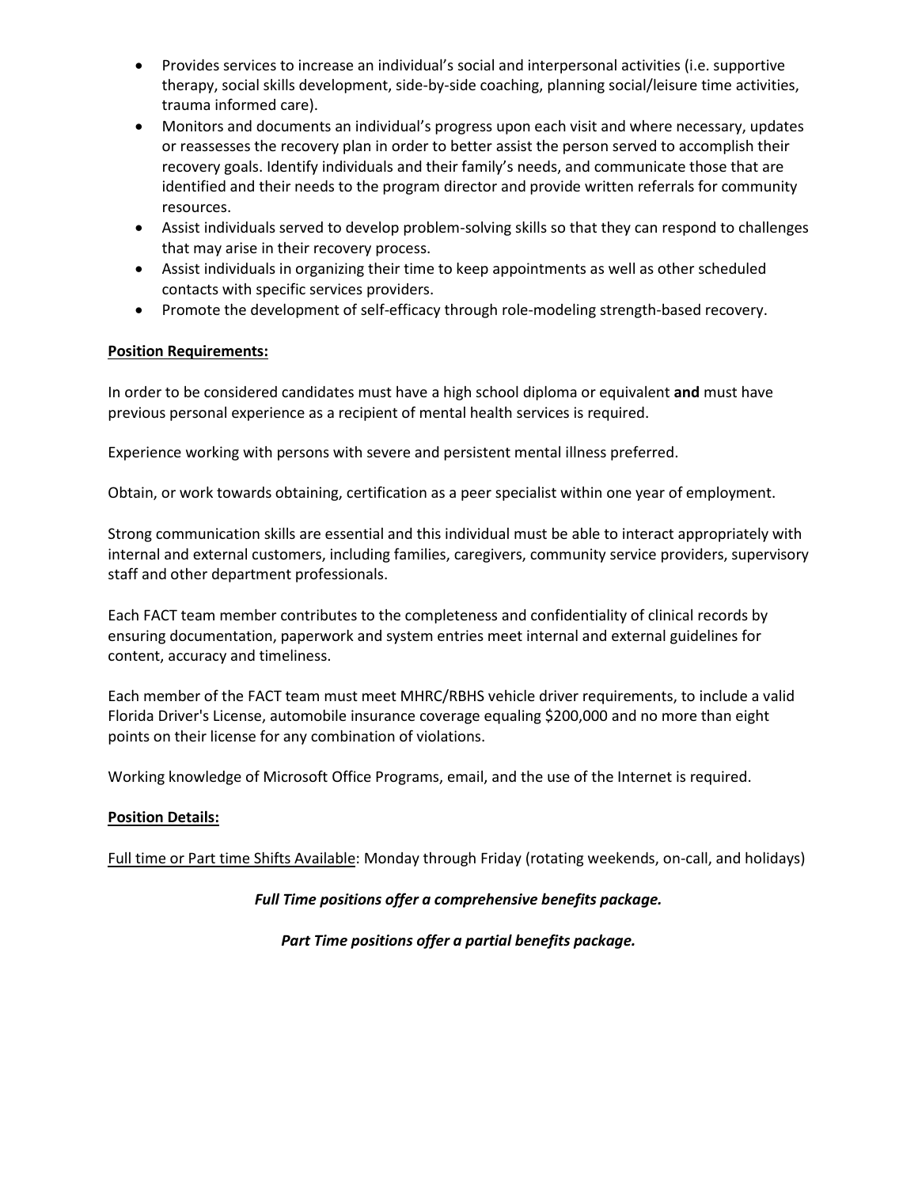- Provides services to increase an individual's social and interpersonal activities (i.e. supportive therapy, social skills development, side-by-side coaching, planning social/leisure time activities, trauma informed care).
- Monitors and documents an individual's progress upon each visit and where necessary, updates or reassesses the recovery plan in order to better assist the person served to accomplish their recovery goals. Identify individuals and their family's needs, and communicate those that are identified and their needs to the program director and provide written referrals for community resources.
- Assist individuals served to develop problem-solving skills so that they can respond to challenges that may arise in their recovery process.
- Assist individuals in organizing their time to keep appointments as well as other scheduled contacts with specific services providers.
- Promote the development of self-efficacy through role-modeling strength-based recovery.

**Position Requirements:**

In order to be considered candidates must have a high school diploma or equivalent **and** must have previous personal experience as a recipient of mental health services is required.

Experience working with persons with severe and persistent mental illness preferred.

Obtain, or work towards obtaining, certification as a peer specialist within one year of employment.

Strong communication skills are essential and this individual must be able to interact appropriately with internal and external customers, including families, caregivers, community service providers, supervisory staff and other department professionals.

Each FACT team member contributes to the completeness and confidentiality of clinical records by ensuring documentation, paperwork and system entries meet internal and external guidelines for content, accuracy and timeliness.

Each member of the FACT team must meet MHRC/RBHS vehicle driver requirements, to include a valid Florida Driver's License, automobile insurance coverage equaling $200,000 and no more than eight points on their license for any combination of violations.

Working knowledge of Microsoft Office Programs, email, and the use of the Internet is required.

**Position Details:**

Full time or Part time Shifts Available: Monday through Friday (rotating weekends, on-call, and holidays)

***Full Time positions offer a comprehensive benefits package.***

***Part Time positions offer a partial benefits package.***